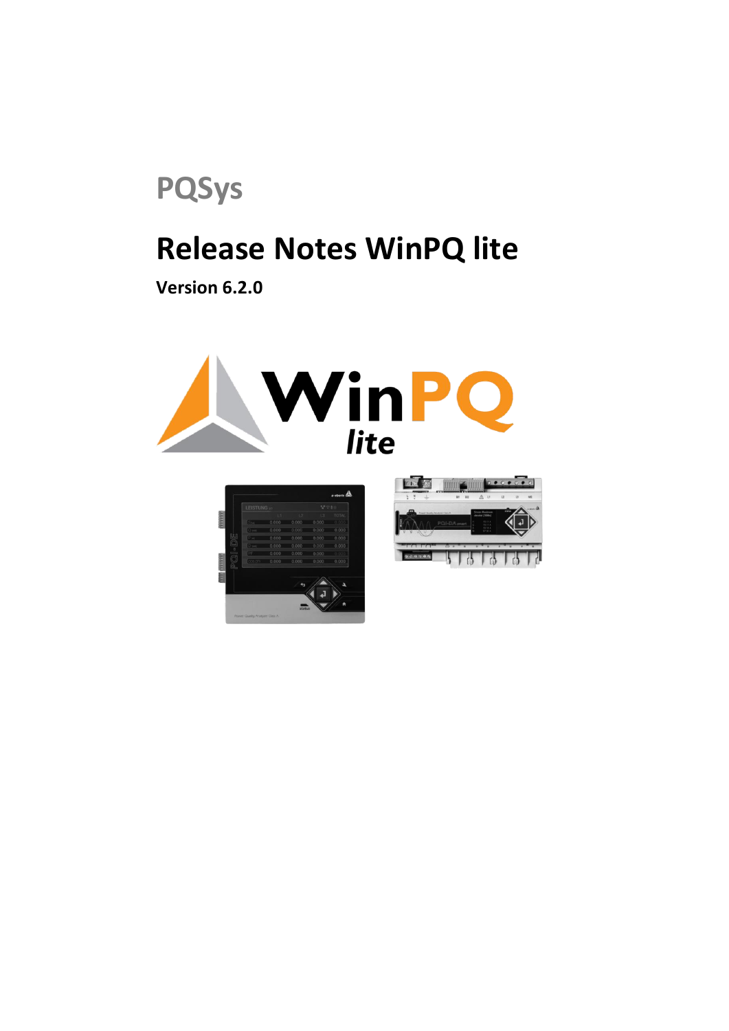PQSys

# Release Notes WinPQ lite

**Version 6.2.0**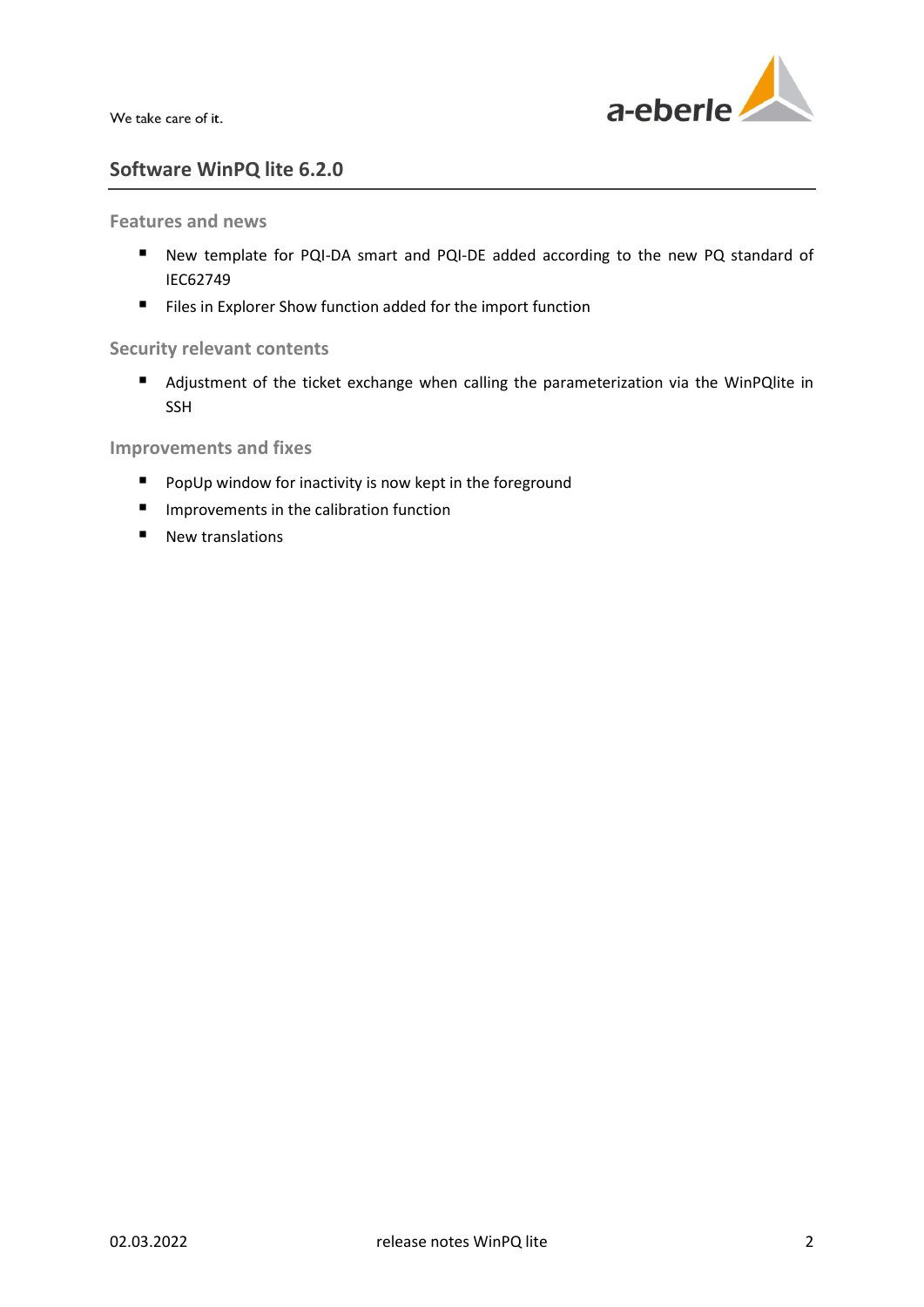## Software WinPQ lite 6.2.0

### Features and news

- New template for PQI-DA smart and PQI-DE added according to the new PQ standard of IEC62749
- Files in Explorer Show function added for the import function

### Security relevant contents

- Adjustment of the ticket exchange when calling the parameterization via the WinPQlite in SSH

### Improvements and fixes

- PopUp window for inactivity is now kept in the foreground
- Improvements in the calibration function
- New translations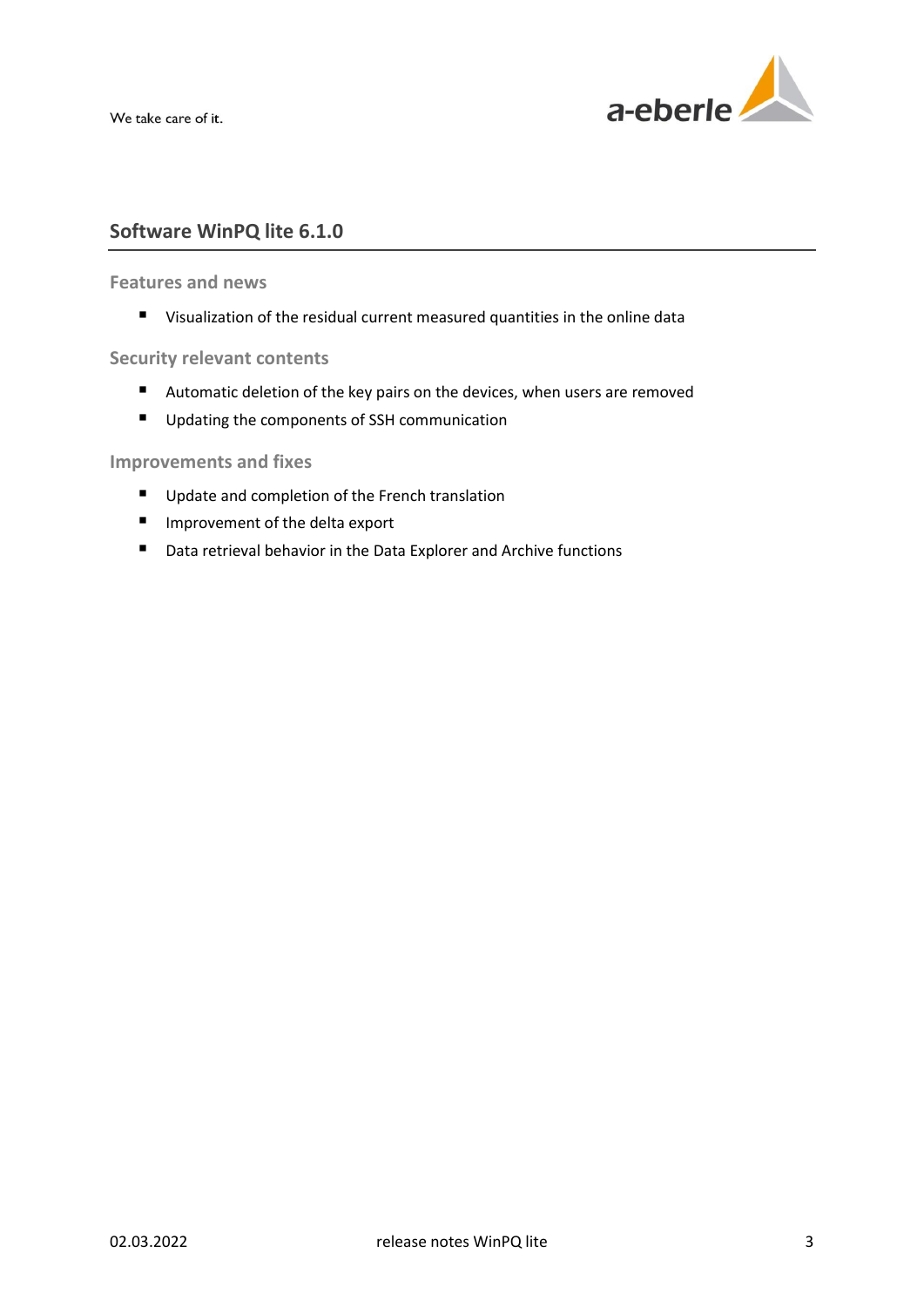## Software WinPQ lite 6.1.0

### Features and news

- Visualization of the residual current measured quantities in the online data

### Security relevant contents

- Automatic deletion of the key pairs on the devices, when users are removed
- Updating the components of SSH communication

### Improvements and fixes

- Update and completion of the French translation
- Improvement of the delta export
- Data retrieval behavior in the Data Explorer and Archive functions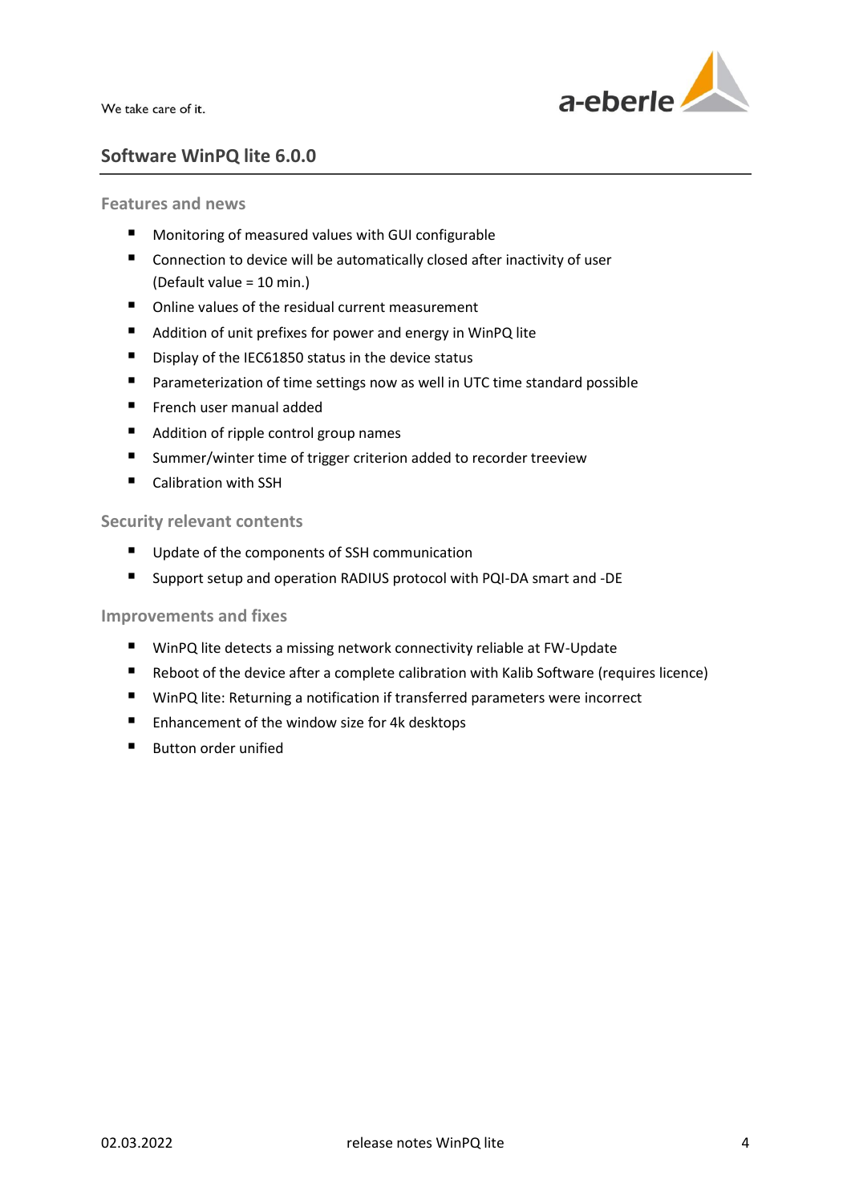## Software WinPQ lite 6.0.0

### Features and news

- Monitoring of measured values with GUI configurable
- Connection to device will be automatically closed after inactivity of user (Default value = 10 min.)
- Online values of the residual current measurement
- Addition of unit prefixes for power and energy in WinPQ lite
- Display of the IEC61850 status in the device status
- Parameterization of time settings now as well in UTC time standard possible
- French user manual added
- Addition of ripple control group names
- Summer/winter time of trigger criterion added to recorder treeview
- Calibration with SSH

### Security relevant contents

- Update of the components of SSH communication
- Support setup and operation RADIUS protocol with PQI-DA smart and -DE

### Improvements and fixes

- WinPQ lite detects a missing network connectivity reliable at FW-Update
- Reboot of the device after a complete calibration with Kalib Software (requires licence)
- WinPQ lite: Returning a notification if transferred parameters were incorrect
- Enhancement of the window size for 4k desktops
- Button order unified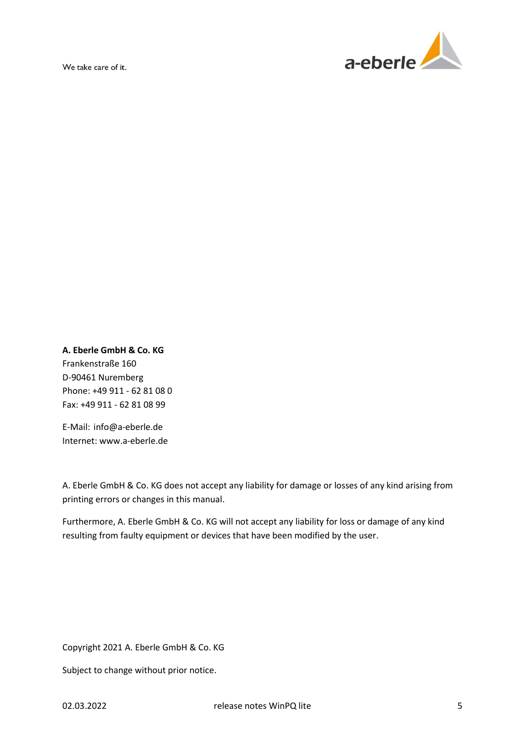**A. Eberle GmbH & Co. KG**
Frankenstraße 160
D-90461 Nuremberg
Phone: +49 911 - 62 81 08 0
Fax: +49 911 - 62 81 08 99

E-Mail: info@a-eberle.de
Internet: www.a-eberle.de

A. Eberle GmbH & Co. KG does not accept any liability for damage or losses of any kind arising from printing errors or changes in this manual.

Furthermore, A. Eberle GmbH & Co. KG will not accept any liability for loss or damage of any kind resulting from faulty equipment or devices that have been modified by the user.

Copyright 2021 A. Eberle GmbH & Co. KG

Subject to change without prior notice.